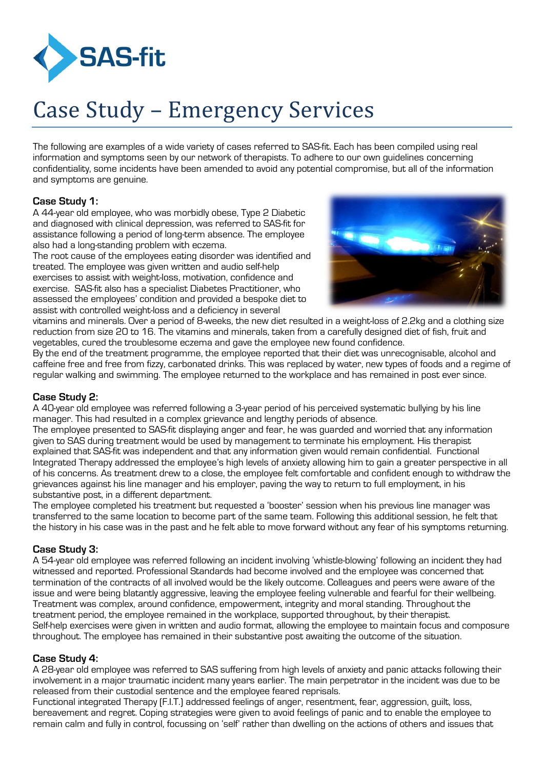SAS-fit

# Case Study – Emergency Services

The following are examples of a wide variety of cases referred to SAS-fit. Each has been compiled using real information and symptoms seen by our network of therapists. To adhere to our own guidelines concerning confidentiality, some incidents have been amended to avoid any potential compromise, but all of the information and symptoms are genuine.

**Case Study 1:**
A 44-year old employee, who was morbidly obese, Type 2 Diabetic and diagnosed with clinical depression, was referred to SAS-fit for assistance following a period of long-term absence. The employee also had a long-standing problem with eczema.
The root cause of the employees eating disorder was identified and treated. The employee was given written and audio self-help exercises to assist with weight-loss, motivation, confidence and exercise. SAS-fit also has a specialist Diabetes Practitioner, who assessed the employees' condition and provided a bespoke diet to assist with controlled weight-loss and a deficiency in several vitamins and minerals. Over a period of 8-weeks, the new diet resulted in a weight-loss of 2.2kg and a clothing size reduction from size 20 to 16. The vitamins and minerals, taken from a carefully designed diet of fish, fruit and vegetables, cured the troublesome eczema and gave the employee new found confidence.
By the end of the treatment programme, the employee reported that their diet was unrecognisable, alcohol and caffeine free and free from fizzy, carbonated drinks. This was replaced by water, new types of foods and a regime of regular walking and swimming. The employee returned to the workplace and has remained in post ever since.

**Case Study 2:**
A 40-year old employee was referred following a 3-year period of his perceived systematic bullying by his line manager. This had resulted in a complex grievance and lengthy periods of absence.
The employee presented to SAS-fit displaying anger and fear, he was guarded and worried that any information given to SAS during treatment would be used by management to terminate his employment. His therapist explained that SAS-fit was independent and that any information given would remain confidential. Functional Integrated Therapy addressed the employee's high levels of anxiety allowing him to gain a greater perspective in all of his concerns. As treatment drew to a close, the employee felt comfortable and confident enough to withdraw the grievances against his line manager and his employer, paving the way to return to full employment, in his substantive post, in a different department.
The employee completed his treatment but requested a 'booster' session when his previous line manager was transferred to the same location to become part of the same team. Following this additional session, he felt that the history in his case was in the past and he felt able to move forward without any fear of his symptoms returning.

**Case Study 3:**
A 54-year old employee was referred following an incident involving 'whistle-blowing' following an incident they had witnessed and reported. Professional Standards had become involved and the employee was concerned that termination of the contracts of all involved would be the likely outcome. Colleagues and peers were aware of the issue and were being blatantly aggressive, leaving the employee feeling vulnerable and fearful for their wellbeing.
Treatment was complex, around confidence, empowerment, integrity and moral standing. Throughout the treatment period, the employee remained in the workplace, supported throughout, by their therapist.
Self-help exercises were given in written and audio format, allowing the employee to maintain focus and composure throughout. The employee has remained in their substantive post awaiting the outcome of the situation.

**Case Study 4:**
A 28-year old employee was referred to SAS suffering from high levels of anxiety and panic attacks following their involvement in a major traumatic incident many years earlier. The main perpetrator in the incident was due to be released from their custodial sentence and the employee feared reprisals.
Functional integrated Therapy (F.I.T.) addressed feelings of anger, resentment, fear, aggression, guilt, loss, bereavement and regret. Coping strategies were given to avoid feelings of panic and to enable the employee to remain calm and fully in control, focussing on 'self' rather than dwelling on the actions of others and issues that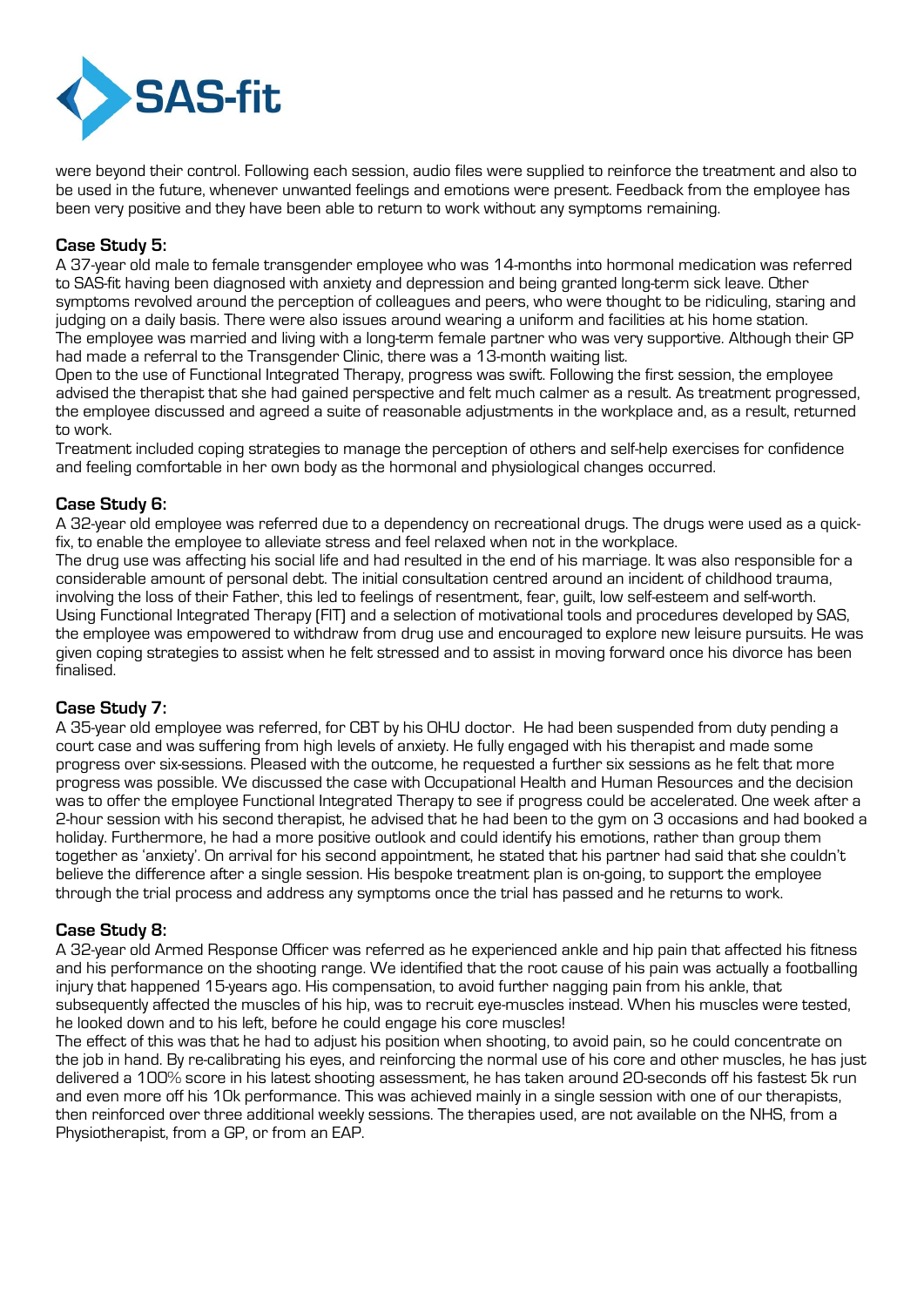were beyond their control. Following each session, audio files were supplied to reinforce the treatment and also to be used in the future, whenever unwanted feelings and emotions were present. Feedback from the employee has been very positive and they have been able to return to work without any symptoms remaining.

**Case Study 5:**

A 37-year old male to female transgender employee who was 14-months into hormonal medication was referred to SAS-fit having been diagnosed with anxiety and depression and being granted long-term sick leave. Other symptoms revolved around the perception of colleagues and peers, who were thought to be ridiculing, staring and judging on a daily basis. There were also issues around wearing a uniform and facilities at his home station.

The employee was married and living with a long-term female partner who was very supportive. Although their GP had made a referral to the Transgender Clinic, there was a 13-month waiting list.

Open to the use of Functional Integrated Therapy, progress was swift. Following the first session, the employee advised the therapist that she had gained perspective and felt much calmer as a result. As treatment progressed, the employee discussed and agreed a suite of reasonable adjustments in the workplace and, as a result, returned to work.

Treatment included coping strategies to manage the perception of others and self-help exercises for confidence and feeling comfortable in her own body as the hormonal and physiological changes occurred.

**Case Study 6:**

A 32-year old employee was referred due to a dependency on recreational drugs. The drugs were used as a quick-fix, to enable the employee to alleviate stress and feel relaxed when not in the workplace.

The drug use was affecting his social life and had resulted in the end of his marriage. It was also responsible for a considerable amount of personal debt. The initial consultation centred around an incident of childhood trauma, involving the loss of their Father, this led to feelings of resentment, fear, guilt, low self-esteem and self-worth.

Using Functional Integrated Therapy (FIT) and a selection of motivational tools and procedures developed by SAS, the employee was empowered to withdraw from drug use and encouraged to explore new leisure pursuits. He was given coping strategies to assist when he felt stressed and to assist in moving forward once his divorce has been finalised.

**Case Study 7:**

A 35-year old employee was referred, for CBT by his OHU doctor. He had been suspended from duty pending a court case and was suffering from high levels of anxiety. He fully engaged with his therapist and made some progress over six-sessions. Pleased with the outcome, he requested a further six sessions as he felt that more progress was possible. We discussed the case with Occupational Health and Human Resources and the decision was to offer the employee Functional Integrated Therapy to see if progress could be accelerated. One week after a 2-hour session with his second therapist, he advised that he had been to the gym on 3 occasions and had booked a holiday. Furthermore, he had a more positive outlook and could identify his emotions, rather than group them together as 'anxiety'. On arrival for his second appointment, he stated that his partner had said that she couldn't believe the difference after a single session. His bespoke treatment plan is on-going, to support the employee through the trial process and address any symptoms once the trial has passed and he returns to work.

**Case Study 8:**

A 32-year old Armed Response Officer was referred as he experienced ankle and hip pain that affected his fitness and his performance on the shooting range. We identified that the root cause of his pain was actually a footballing injury that happened 15-years ago. His compensation, to avoid further nagging pain from his ankle, that subsequently affected the muscles of his hip, was to recruit eye-muscles instead. When his muscles were tested, he looked down and to his left, before he could engage his core muscles!

The effect of this was that he had to adjust his position when shooting, to avoid pain, so he could concentrate on the job in hand. By re-calibrating his eyes, and reinforcing the normal use of his core and other muscles, he has just delivered a 100% score in his latest shooting assessment, he has taken around 20-seconds off his fastest 5k run and even more off his 10k performance. This was achieved mainly in a single session with one of our therapists, then reinforced over three additional weekly sessions. The therapies used, are not available on the NHS, from a Physiotherapist, from a GP, or from an EAP.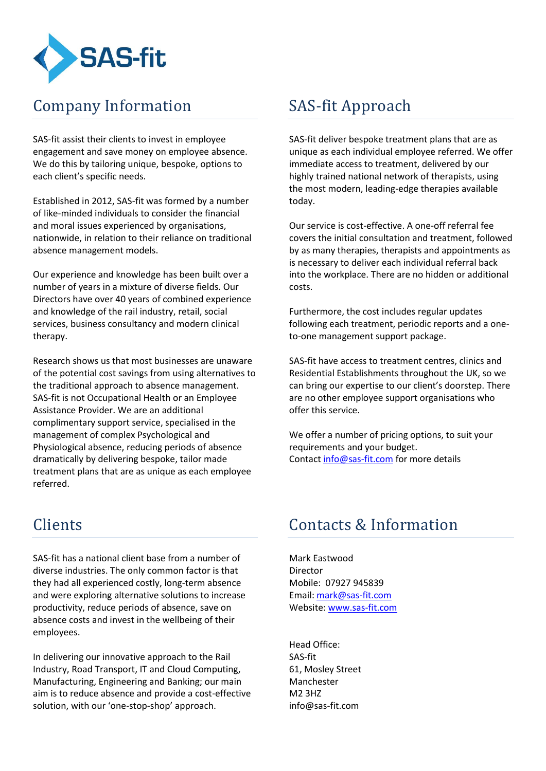SAS-fit

## Company Information

SAS-fit assist their clients to invest in employee engagement and save money on employee absence. We do this by tailoring unique, bespoke, options to each client's specific needs.

Established in 2012, SAS-fit was formed by a number of like-minded individuals to consider the financial and moral issues experienced by organisations, nationwide, in relation to their reliance on traditional absence management models.

Our experience and knowledge has been built over a number of years in a mixture of diverse fields. Our Directors have over 40 years of combined experience and knowledge of the rail industry, retail, social services, business consultancy and modern clinical therapy.

Research shows us that most businesses are unaware of the potential cost savings from using alternatives to the traditional approach to absence management. SAS-fit is not Occupational Health or an Employee Assistance Provider. We are an additional complimentary support service, specialised in the management of complex Psychological and Physiological absence, reducing periods of absence dramatically by delivering bespoke, tailor made treatment plans that are as unique as each employee referred.

## SAS-fit Approach

SAS-fit deliver bespoke treatment plans that are as unique as each individual employee referred. We offer immediate access to treatment, delivered by our highly trained national network of therapists, using the most modern, leading-edge therapies available today.

Our service is cost-effective. A one-off referral fee covers the initial consultation and treatment, followed by as many therapies, therapists and appointments as is necessary to deliver each individual referral back into the workplace. There are no hidden or additional costs.

Furthermore, the cost includes regular updates following each treatment, periodic reports and a one-to-one management support package.

SAS-fit have access to treatment centres, clinics and Residential Establishments throughout the UK, so we can bring our expertise to our client's doorstep. There are no other employee support organisations who offer this service.

We offer a number of pricing options, to suit your requirements and your budget.
Contact info@sas-fit.com for more details

## Clients

SAS-fit has a national client base from a number of diverse industries. The only common factor is that they had all experienced costly, long-term absence and were exploring alternative solutions to increase productivity, reduce periods of absence, save on absence costs and invest in the wellbeing of their employees.

In delivering our innovative approach to the Rail Industry, Road Transport, IT and Cloud Computing, Manufacturing, Engineering and Banking; our main aim is to reduce absence and provide a cost-effective solution, with our 'one-stop-shop' approach.

## Contacts & Information

Mark Eastwood
Director
Mobile: 07927 945839
Email: mark@sas-fit.com
Website: www.sas-fit.com

Head Office:
SAS-fit
61, Mosley Street
Manchester
M2 3HZ
info@sas-fit.com